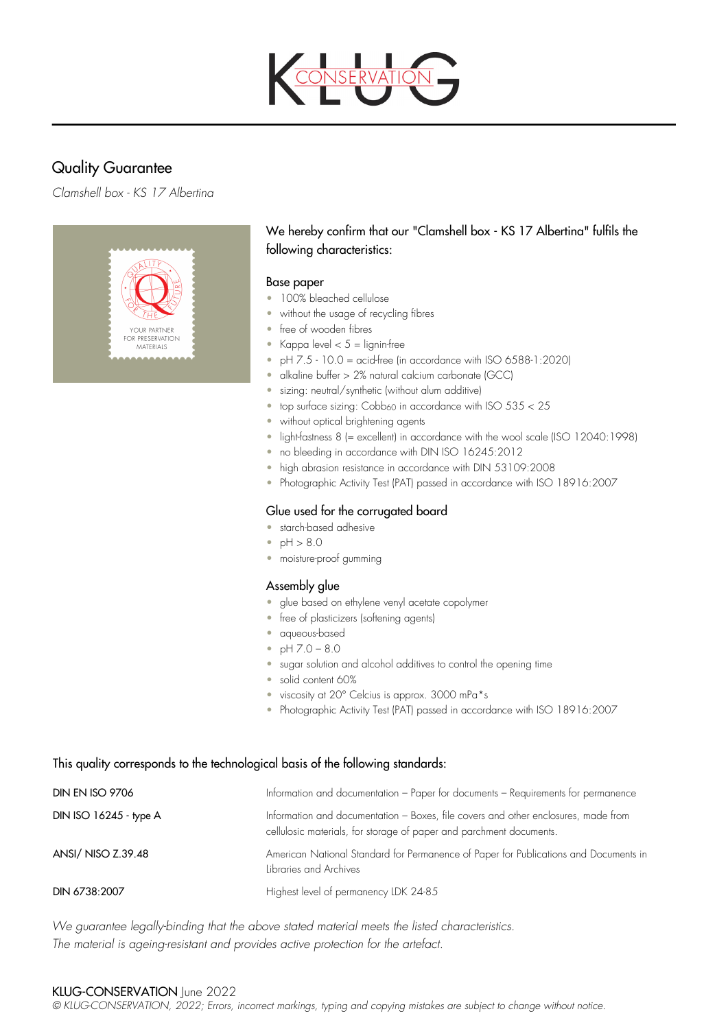KLUG CONSERVATION

# Quality Guarantee

*Clamshell box - KS 17 Albertina*

We hereby confirm that our "Clamshell box - KS 17 Albertina" fulfils the following characteristics:

### Base paper

- 100% bleached cellulose
- without the usage of recycling fibres
- free of wooden fibres
- Kappa level < 5 = lignin-free
- pH 7.5 - 10.0 = acid-free (in accordance with ISO 6588-1:2020)
- alkaline buffer > 2% natural calcium carbonate (GCC)
- sizing: neutral/synthetic (without alum additive)
- top surface sizing: $Cobb_{60}$ in accordance with ISO 535 < 25
- without optical brightening agents
- light-fastness 8 (= excellent) in accordance with the wool scale (ISO 12040:1998)
- no bleeding in accordance with DIN ISO 16245:2012
- high abrasion resistance in accordance with DIN 53109:2008
- Photographic Activity Test (PAT) passed in accordance with ISO 18916:2007

### Glue used for the corrugated board

- starch-based adhesive
- pH > 8.0
- moisture-proof gumming

### Assembly glue

- glue based on ethylene venyl acetate copolymer
- free of plasticizers (softening agents)
- aqueous-based
- pH 7.0 – 8.0
- sugar solution and alcohol additives to control the opening time
- solid content 60%
- viscosity at 20° Celcius is approx. 3000 mPa*s
- Photographic Activity Test (PAT) passed in accordance with ISO 18916:2007

This quality corresponds to the technological basis of the following standards:

| Standard | Description |
|---|---|
| DIN EN ISO 9706 | Information and documentation – Paper for documents – Requirements for permanence |
| DIN ISO 16245 - type A | Information and documentation – Boxes, file covers and other enclosures, made from cellulosic materials, for storage of paper and parchment documents. |
| ANSI/ NISO Z.39.48 | American National Standard for Permanence of Paper for Publications and Documents in Libraries and Archives |
| DIN 6738:2007 | Highest level of permanency LDK 24-85 |

*We guarantee legally-binding that the above stated material meets the listed characteristics.*
*The material is ageing-resistant and provides active protection for the artefact.*

KLUG-CONSERVATION June 2022
*© KLUG-CONSERVATION, 2022; Errors, incorrect markings, typing and copying mistakes are subject to change without notice.*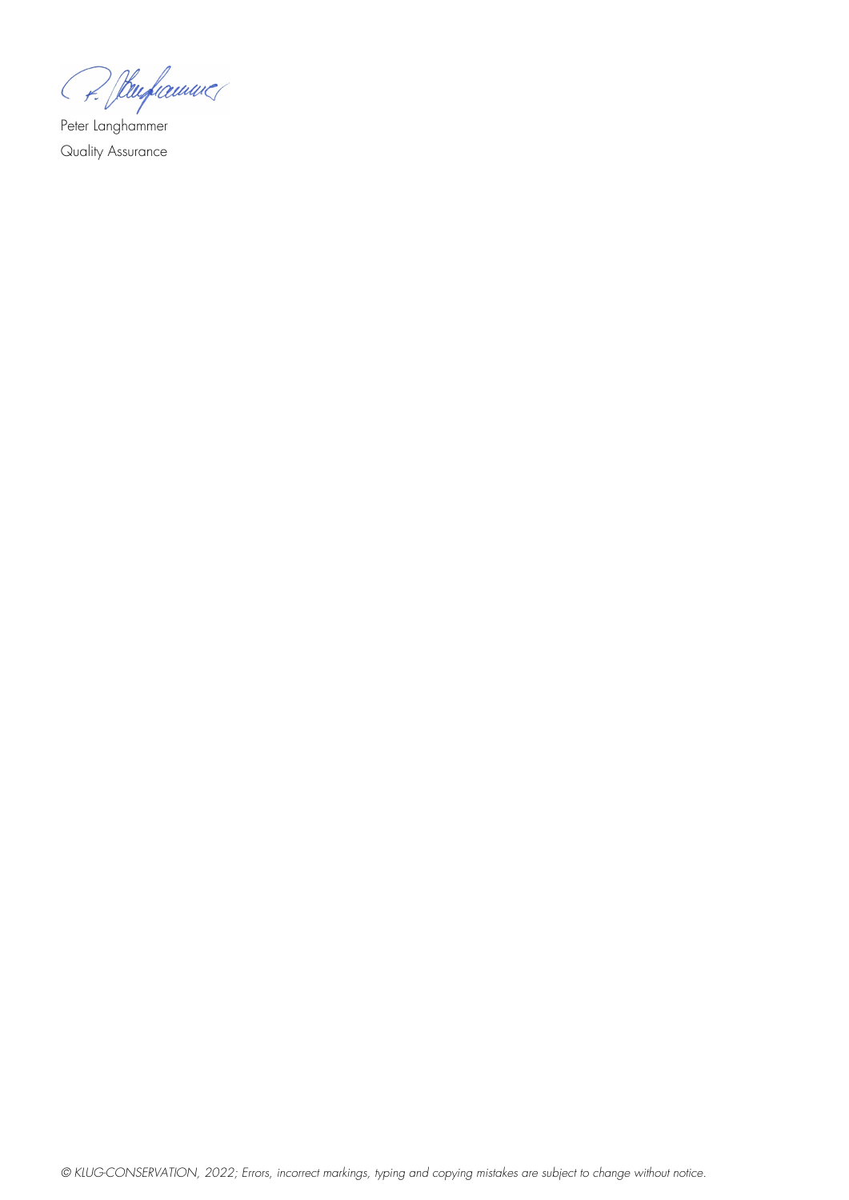Peter Langhammer
Quality Assurance

*© KLUG-CONSERVATION, 2022; Errors, incorrect markings, typing and copying mistakes are subject to change without notice.*